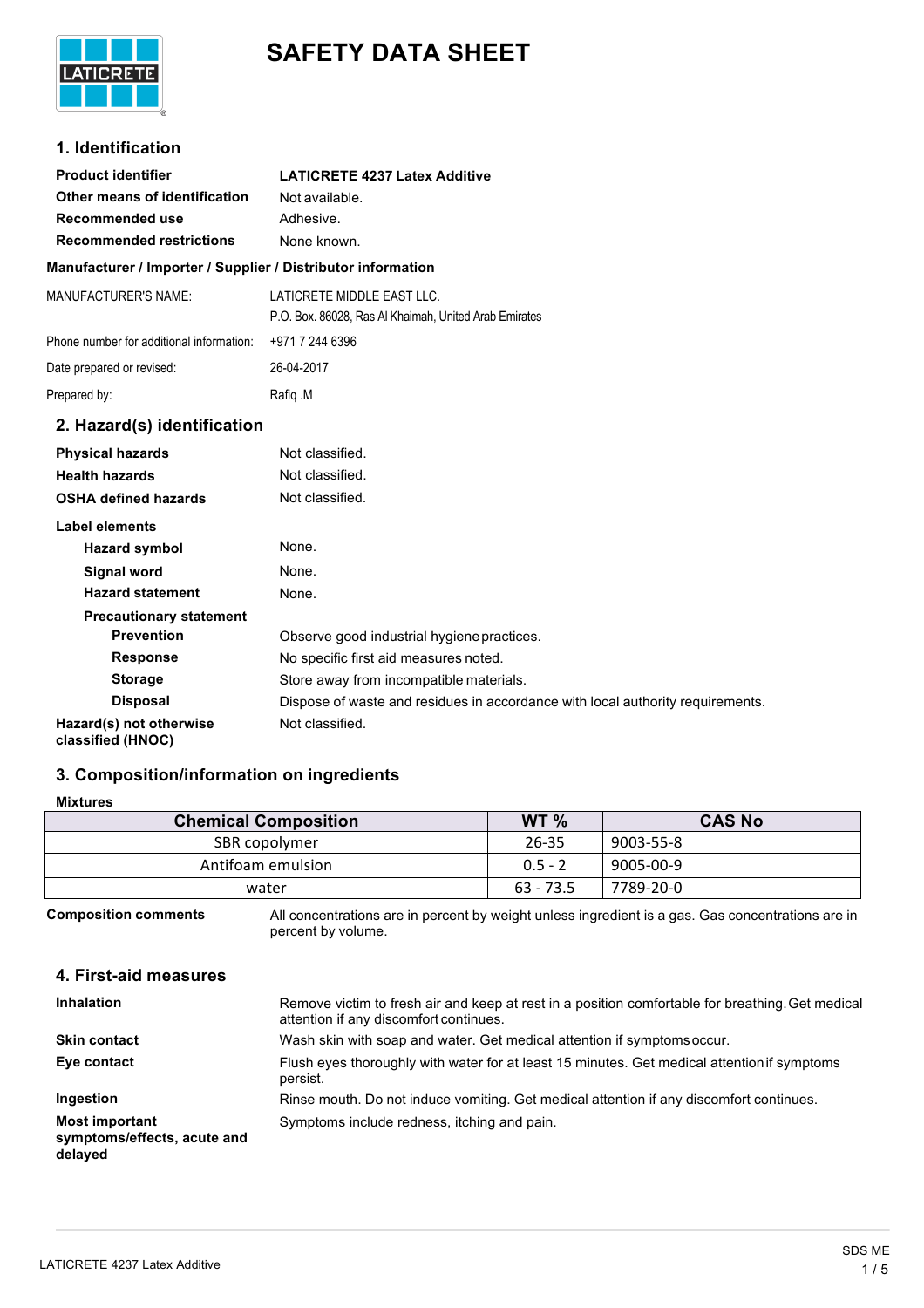# SAFETY DATA SHEET

## 1. Identification

| | |
|---|---|
| **Product identifier** | **LATICRETE 4237 Latex Additive** |
| **Other means of identification** | Not available. |
| **Recommended use** | Adhesive. |
| **Recommended restrictions** | None known. |

**Manufacturer / Importer / Supplier / Distributor information**

| | |
|---|---|
| MANUFACTURER'S NAME: | LATICRETE MIDDLE EAST LLC.<br>P.O. Box. 86028, Ras Al Khaimah, United Arab Emirates |
| Phone number for additional information: | +971 7 244 6396 |
| Date prepared or revised: | 26-04-2017 |
| Prepared by: | Rafiq .M |

## 2. Hazard(s) identification

| | |
|---|---|
| **Physical hazards** | Not classified. |
| **Health hazards** | Not classified. |
| **OSHA defined hazards** | Not classified. |

**Label elements**

| | |
|---|---|
| **Hazard symbol** | None. |
| **Signal word** | None. |
| **Hazard statement** | None. |

**Precautionary statement**

| | |
|---|---|
| **Prevention** | Observe good industrial hygiene practices. |
| **Response** | No specific first aid measures noted. |
| **Storage** | Store away from incompatible materials. |
| **Disposal** | Dispose of waste and residues in accordance with local authority requirements. |
| **Hazard(s) not otherwise classified (HNOC)** | Not classified. |

## 3. Composition/information on ingredients

**Mixtures**

| Chemical Composition | WT % | CAS No |
|---|---|---|
| SBR copolymer | 26-35 | 9003-55-8 |
| Antifoam emulsion | 0.5 - 2 | 9005-00-9 |
| water | 63 - 73.5 | 7789-20-0 |

**Composition comments** All concentrations are in percent by weight unless ingredient is a gas. Gas concentrations are in percent by volume.

## 4. First-aid measures

| | |
|---|---|
| **Inhalation** | Remove victim to fresh air and keep at rest in a position comfortable for breathing. Get medical attention if any discomfort continues. |
| **Skin contact** | Wash skin with soap and water. Get medical attention if symptoms occur. |
| **Eye contact** | Flush eyes thoroughly with water for at least 15 minutes. Get medical attention if symptoms persist. |
| **Ingestion** | Rinse mouth. Do not induce vomiting. Get medical attention if any discomfort continues. |
| **Most important symptoms/effects, acute and delayed** | Symptoms include redness, itching and pain. |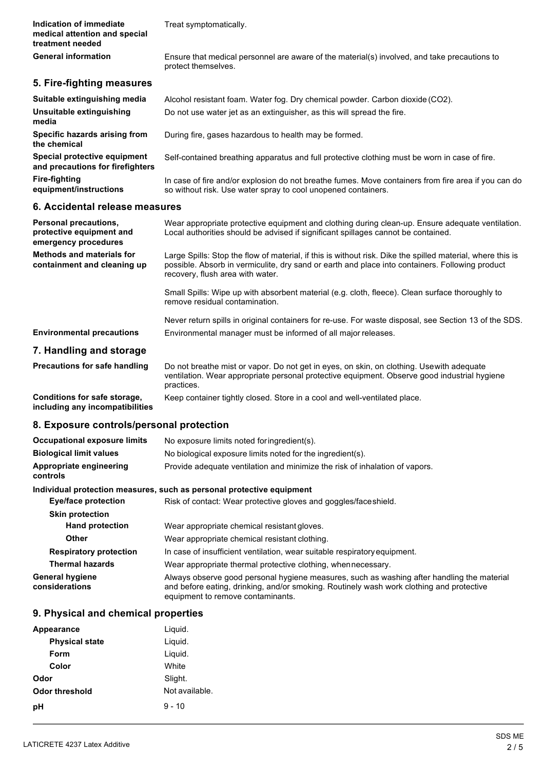| | |
|---|---|
| **Indication of immediate medical attention and special treatment needed** | Treat symptomatically. |
| **General information** | Ensure that medical personnel are aware of the material(s) involved, and take precautions to protect themselves. |

## 5. Fire-fighting measures

| | |
|---|---|
| **Suitable extinguishing media** | Alcohol resistant foam. Water fog. Dry chemical powder. Carbon dioxide ($CO_2$). |
| **Unsuitable extinguishing media** | Do not use water jet as an extinguisher, as this will spread the fire. |
| **Specific hazards arising from the chemical** | During fire, gases hazardous to health may be formed. |
| **Special protective equipment and precautions for firefighters** | Self-contained breathing apparatus and full protective clothing must be worn in case of fire. |
| **Fire-fighting equipment/instructions** | In case of fire and/or explosion do not breathe fumes. Move containers from fire area if you can do so without risk. Use water spray to cool unopened containers. |

## 6. Accidental release measures

| | |
|---|---|
| **Personal precautions, protective equipment and emergency procedures** | Wear appropriate protective equipment and clothing during clean-up. Ensure adequate ventilation. Local authorities should be advised if significant spillages cannot be contained. |
| **Methods and materials for containment and cleaning up** | Large Spills: Stop the flow of material, if this is without risk. Dike the spilled material, where this is possible. Absorb in vermiculite, dry sand or earth and place into containers. Following product recovery, flush area with water. |
| | Small Spills: Wipe up with absorbent material (e.g. cloth, fleece). Clean surface thoroughly to remove residual contamination. |
| | Never return spills in original containers for re-use. For waste disposal, see Section 13 of the SDS. |
| **Environmental precautions** | Environmental manager must be informed of all major releases. |

## 7. Handling and storage

| | |
|---|---|
| **Precautions for safe handling** | Do not breathe mist or vapor. Do not get in eyes, on skin, on clothing. Use with adequate ventilation. Wear appropriate personal protective equipment. Observe good industrial hygiene practices. |
| **Conditions for safe storage, including any incompatibilities** | Keep container tightly closed. Store in a cool and well-ventilated place. |

## 8. Exposure controls/personal protection

| | |
|---|---|
| **Occupational exposure limits** | No exposure limits noted for ingredient(s). |
| **Biological limit values** | No biological exposure limits noted for the ingredient(s). |
| **Appropriate engineering controls** | Provide adequate ventilation and minimize the risk of inhalation of vapors. |

**Individual protection measures, such as personal protective equipment**

| | |
|---|---|
| **Eye/face protection** | Risk of contact: Wear protective gloves and goggles/face shield. |
| **Skin protection** | |
| **Hand protection** | Wear appropriate chemical resistant gloves. |
| **Other** | Wear appropriate chemical resistant clothing. |
| **Respiratory protection** | In case of insufficient ventilation, wear suitable respiratory equipment. |
| **Thermal hazards** | Wear appropriate thermal protective clothing, when necessary. |
| **General hygiene considerations** | Always observe good personal hygiene measures, such as washing after handling the material and before eating, drinking, and/or smoking. Routinely wash work clothing and protective equipment to remove contaminants. |

## 9. Physical and chemical properties

| | |
|---|---|
| **Appearance** | Liquid. |
| **Physical state** | Liquid. |
| **Form** | Liquid. |
| **Color** | White |
| **Odor** | Slight. |
| **Odor threshold** | Not available. |
| **pH** | 9 - 10 |

LATICRETE 4237 Latex Additive

SDS ME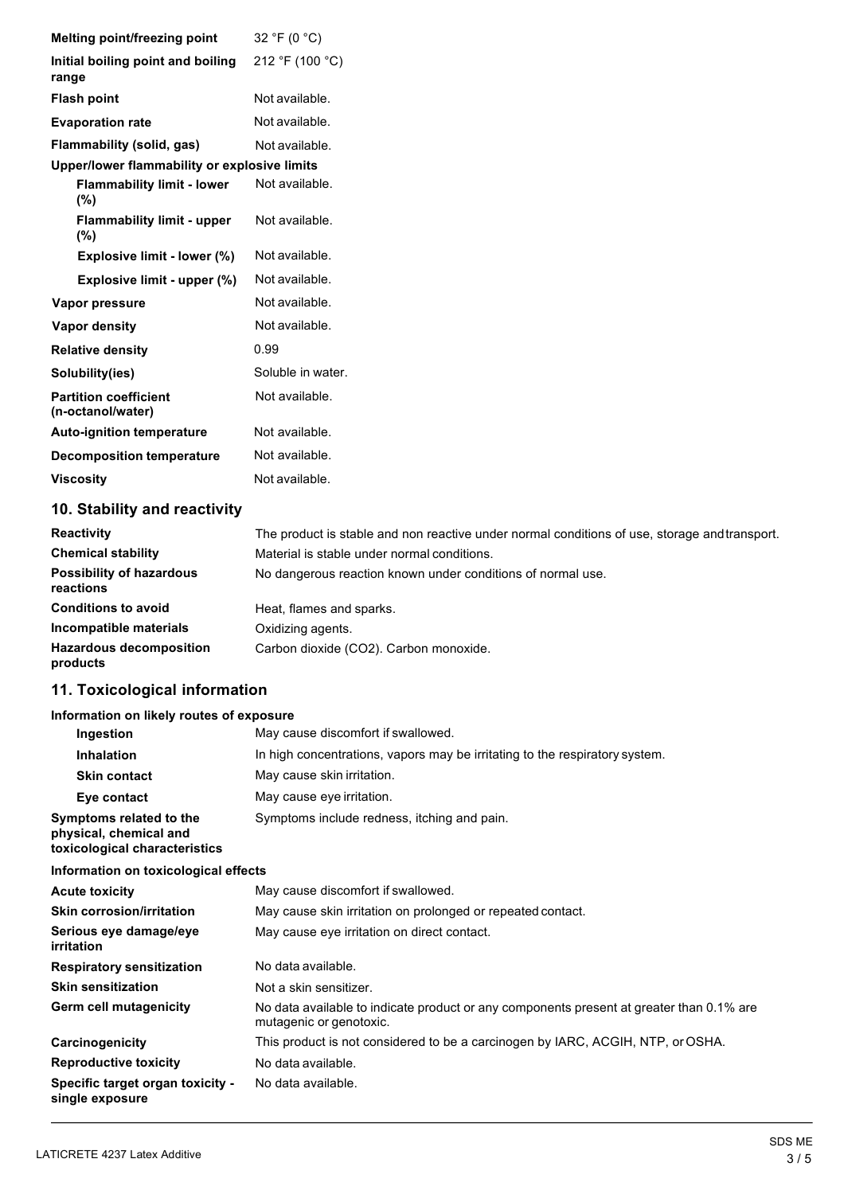| | |
|---|---|
| **Melting point/freezing point** | 32 °F (0 °C) |
| **Initial boiling point and boiling range** | 212 °F (100 °C) |
| **Flash point** | Not available. |
| **Evaporation rate** | Not available. |
| **Flammability (solid, gas)** | Not available. |
| **Upper/lower flammability or explosive limits** | |
| **Flammability limit - lower (%)** | Not available. |
| **Flammability limit - upper (%)** | Not available. |
| **Explosive limit - lower (%)** | Not available. |
| **Explosive limit - upper (%)** | Not available. |
| **Vapor pressure** | Not available. |
| **Vapor density** | Not available. |
| **Relative density** | 0.99 |
| **Solubility(ies)** | Soluble in water. |
| **Partition coefficient (n-octanol/water)** | Not available. |
| **Auto-ignition temperature** | Not available. |
| **Decomposition temperature** | Not available. |
| **Viscosity** | Not available. |

## 10. Stability and reactivity

| | |
|---|---|
| **Reactivity** | The product is stable and non reactive under normal conditions of use, storage and transport. |
| **Chemical stability** | Material is stable under normal conditions. |
| **Possibility of hazardous reactions** | No dangerous reaction known under conditions of normal use. |
| **Conditions to avoid** | Heat, flames and sparks. |
| **Incompatible materials** | Oxidizing agents. |
| **Hazardous decomposition products** | Carbon dioxide ($CO_2$). Carbon monoxide. |

## 11. Toxicological information

**Information on likely routes of exposure**

| | |
|---|---|
| **Ingestion** | May cause discomfort if swallowed. |
| **Inhalation** | In high concentrations, vapors may be irritating to the respiratory system. |
| **Skin contact** | May cause skin irritation. |
| **Eye contact** | May cause eye irritation. |
| **Symptoms related to the physical, chemical and toxicological characteristics** | Symptoms include redness, itching and pain. |

**Information on toxicological effects**

| | |
|---|---|
| **Acute toxicity** | May cause discomfort if swallowed. |
| **Skin corrosion/irritation** | May cause skin irritation on prolonged or repeated contact. |
| **Serious eye damage/eye irritation** | May cause eye irritation on direct contact. |
| **Respiratory sensitization** | No data available. |
| **Skin sensitization** | Not a skin sensitizer. |
| **Germ cell mutagenicity** | No data available to indicate product or any components present at greater than 0.1% are mutagenic or genotoxic. |
| **Carcinogenicity** | This product is not considered to be a carcinogen by IARC, ACGIH, NTP, or OSHA. |
| **Reproductive toxicity** | No data available. |
| **Specific target organ toxicity - single exposure** | No data available. |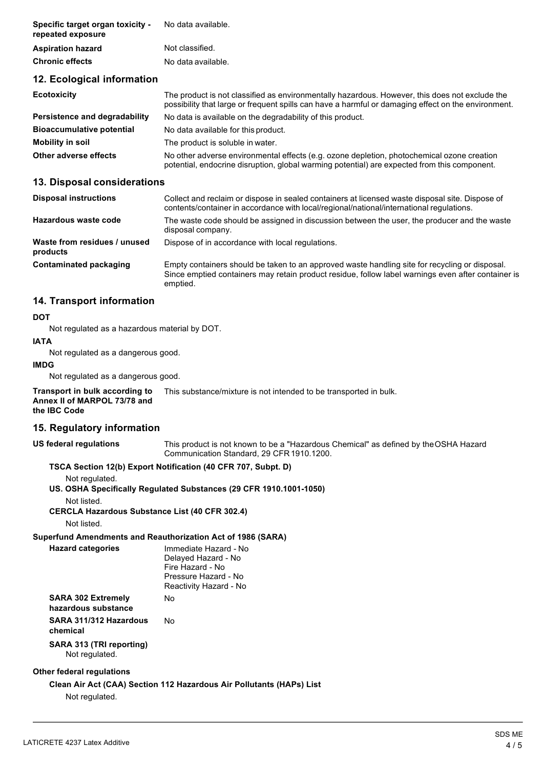| | |
|---|---|
| **Specific target organ toxicity - repeated exposure** | No data available. |
| **Aspiration hazard** | Not classified. |
| **Chronic effects** | No data available. |

## 12. Ecological information

| | |
|---|---|
| **Ecotoxicity** | The product is not classified as environmentally hazardous. However, this does not exclude the possibility that large or frequent spills can have a harmful or damaging effect on the environment. |
| **Persistence and degradability** | No data is available on the degradability of this product. |
| **Bioaccumulative potential** | No data available for this product. |
| **Mobility in soil** | The product is soluble in water. |
| **Other adverse effects** | No other adverse environmental effects (e.g. ozone depletion, photochemical ozone creation potential, endocrine disruption, global warming potential) are expected from this component. |

## 13. Disposal considerations

| | |
|---|---|
| **Disposal instructions** | Collect and reclaim or dispose in sealed containers at licensed waste disposal site. Dispose of contents/container in accordance with local/regional/national/international regulations. |
| **Hazardous waste code** | The waste code should be assigned in discussion between the user, the producer and the waste disposal company. |
| **Waste from residues / unused products** | Dispose of in accordance with local regulations. |
| **Contaminated packaging** | Empty containers should be taken to an approved waste handling site for recycling or disposal. Since emptied containers may retain product residue, follow label warnings even after container is emptied. |

## 14. Transport information

**DOT**

Not regulated as a hazardous material by DOT.

**IATA**

Not regulated as a dangerous good.

**IMDG**

Not regulated as a dangerous good.

**Transport in bulk according to Annex II of MARPOL 73/78 and the IBC Code** This substance/mixture is not intended to be transported in bulk.

## 15. Regulatory information

**US federal regulations** This product is not known to be a "Hazardous Chemical" as defined by the OSHA Hazard Communication Standard, 29 CFR 1910.1200.

**TSCA Section 12(b) Export Notification (40 CFR 707, Subpt. D)**

Not regulated.

**US. OSHA Specifically Regulated Substances (29 CFR 1910.1001-1050)**

Not listed.

**CERCLA Hazardous Substance List (40 CFR 302.4)**

Not listed.

**Superfund Amendments and Reauthorization Act of 1986 (SARA)**

**Hazard categories**

Immediate Hazard - No
Delayed Hazard - No
Fire Hazard - No
Pressure Hazard - No
Reactivity Hazard - No

**SARA 302 Extremely hazardous substance** No

**SARA 311/312 Hazardous chemical** No

**SARA 313 (TRI reporting)**

Not regulated.

**Other federal regulations**

**Clean Air Act (CAA) Section 112 Hazardous Air Pollutants (HAPs) List**

Not regulated.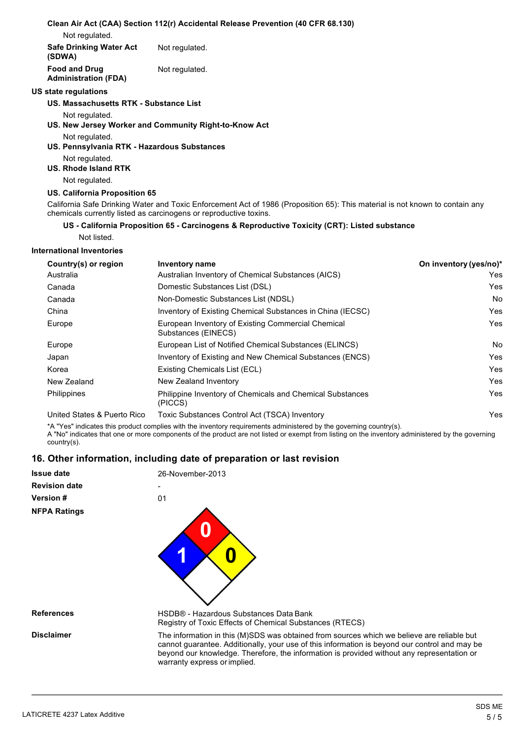**Clean Air Act (CAA) Section 112(r) Accidental Release Prevention (40 CFR 68.130)**

Not regulated.

**Safe Drinking Water Act (SDWA)** Not regulated.

**Food and Drug Administration (FDA)** Not regulated.

**US state regulations**

**US. Massachusetts RTK - Substance List**

Not regulated.

**US. New Jersey Worker and Community Right-to-Know Act**

Not regulated.

**US. Pennsylvania RTK - Hazardous Substances**

Not regulated.

**US. Rhode Island RTK**

Not regulated.

**US. California Proposition 65**

California Safe Drinking Water and Toxic Enforcement Act of 1986 (Proposition 65): This material is not known to contain any chemicals currently listed as carcinogens or reproductive toxins.

**US - California Proposition 65 - Carcinogens & Reproductive Toxicity (CRT): Listed substance**

Not listed.

**International Inventories**

| Country(s) or region | Inventory name | On inventory (yes/no)* |
|---|---|---|
| Australia | Australian Inventory of Chemical Substances (AICS) | Yes |
| Canada | Domestic Substances List (DSL) | Yes |
| Canada | Non-Domestic Substances List (NDSL) | No |
| China | Inventory of Existing Chemical Substances in China (IECSC) | Yes |
| Europe | European Inventory of Existing Commercial Chemical Substances (EINECS) | Yes |
| Europe | European List of Notified Chemical Substances (ELINCS) | No |
| Japan | Inventory of Existing and New Chemical Substances (ENCS) | Yes |
| Korea | Existing Chemicals List (ECL) | Yes |
| New Zealand | New Zealand Inventory | Yes |
| Philippines | Philippine Inventory of Chemicals and Chemical Substances (PICCS) | Yes |
| United States & Puerto Rico | Toxic Substances Control Act (TSCA) Inventory | Yes |

*A "Yes" indicates this product complies with the inventory requirements administered by the governing country(s).
A "No" indicates that one or more components of the product are not listed or exempt from listing on the inventory administered by the governing country(s).

## 16. Other information, including date of preparation or last revision

**Issue date** 26-November-2013

**Revision date** -

**Version #** 01

**NFPA Ratings**

0
1 0

**References** HSDB® - Hazardous Substances Data Bank
Registry of Toxic Effects of Chemical Substances (RTECS)

**Disclaimer** The information in this (M)SDS was obtained from sources which we believe are reliable but cannot guarantee. Additionally, your use of this information is beyond our control and may be beyond our knowledge. Therefore, the information is provided without any representation or warranty express or implied.